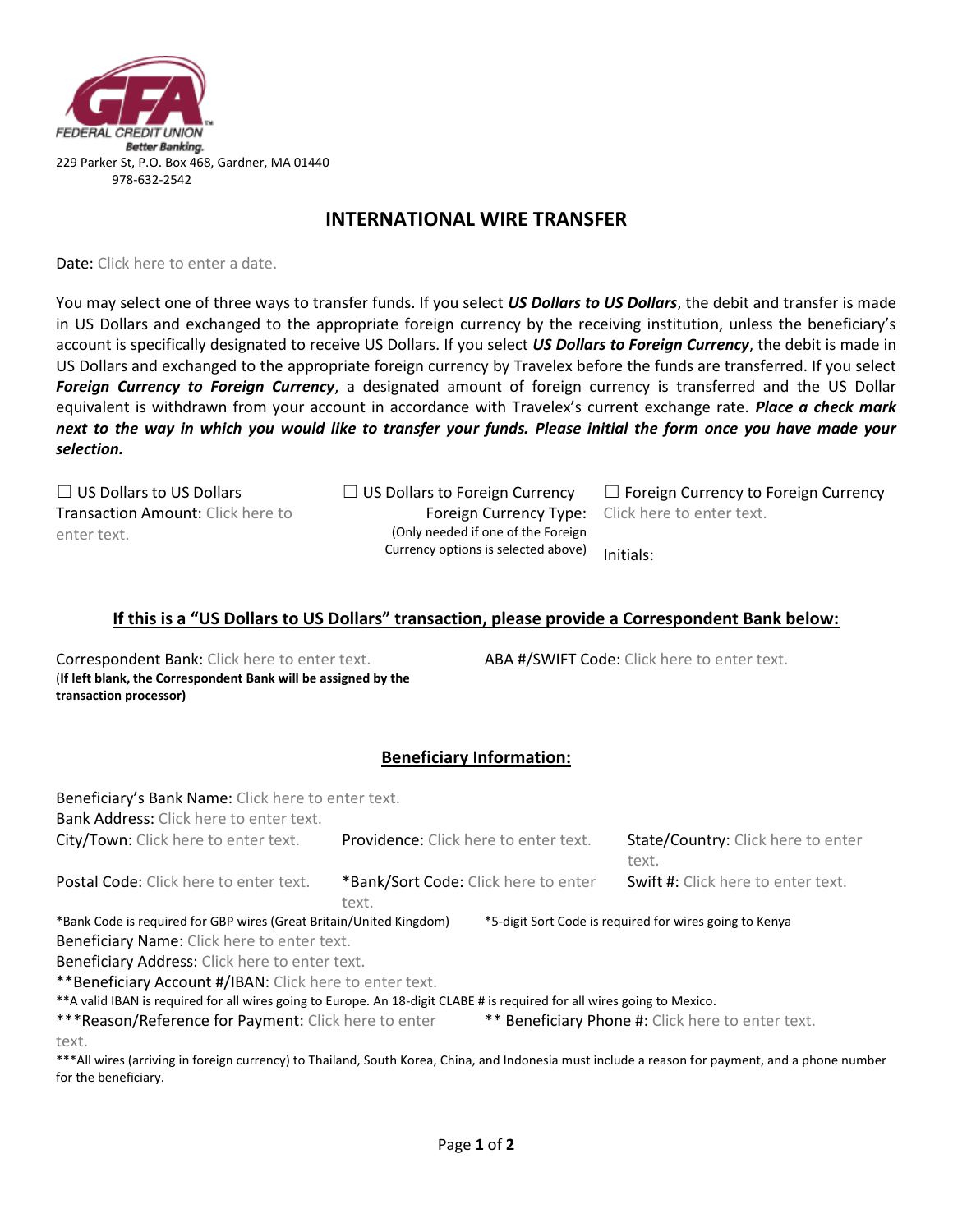GFA FEDERAL CREDIT UNION
Better Banking.

229 Parker St, P.O. Box 468, Gardner, MA 01440
978-632-2542

# INTERNATIONAL WIRE TRANSFER

Date: Click here to enter a date.

You may select one of three ways to transfer funds. If you select ***US Dollars to US Dollars***, the debit and transfer is made in US Dollars and exchanged to the appropriate foreign currency by the receiving institution, unless the beneficiary's account is specifically designated to receive US Dollars. If you select ***US Dollars to Foreign Currency***, the debit is made in US Dollars and exchanged to the appropriate foreign currency by Travelex before the funds are transferred. If you select ***Foreign Currency to Foreign Currency***, a designated amount of foreign currency is transferred and the US Dollar equivalent is withdrawn from your account in accordance with Travelex's current exchange rate. ***Place a check mark next to the way in which you would like to transfer your funds. Please initial the form once you have made your selection.***

☐ US Dollars to US Dollars
Transaction Amount: Click here to enter text.

☐ US Dollars to Foreign Currency

☐ Foreign Currency to Foreign Currency

Foreign Currency Type: Click here to enter text.
(Only needed if one of the Foreign Currency options is selected above)

Initials:

## If this is a "US Dollars to US Dollars" transaction, please provide a Correspondent Bank below:

Correspondent Bank: Click here to enter text.
(**If left blank, the Correspondent Bank will be assigned by the transaction processor)**

ABA #/SWIFT Code: Click here to enter text.

## Beneficiary Information:

Beneficiary's Bank Name: Click here to enter text.
Bank Address: Click here to enter text.
City/Town: Click here to enter text.
Providence: Click here to enter text.
State/Country: Click here to enter text.
Postal Code: Click here to enter text.
*Bank/Sort Code: Click here to enter text.
Swift #: Click here to enter text.

*Bank Code is required for GBP wires (Great Britain/United Kingdom) *5-digit Sort Code is required for wires going to Kenya

Beneficiary Name: Click here to enter text.
Beneficiary Address: Click here to enter text.
**Beneficiary Account #/IBAN: Click here to enter text.

**A valid IBAN is required for all wires going to Europe. An 18-digit CLABE # is required for all wires going to Mexico.

***Reason/Reference for Payment: Click here to enter text.
** Beneficiary Phone #: Click here to enter text.

***All wires (arriving in foreign currency) to Thailand, South Korea, China, and Indonesia must include a reason for payment, and a phone number for the beneficiary.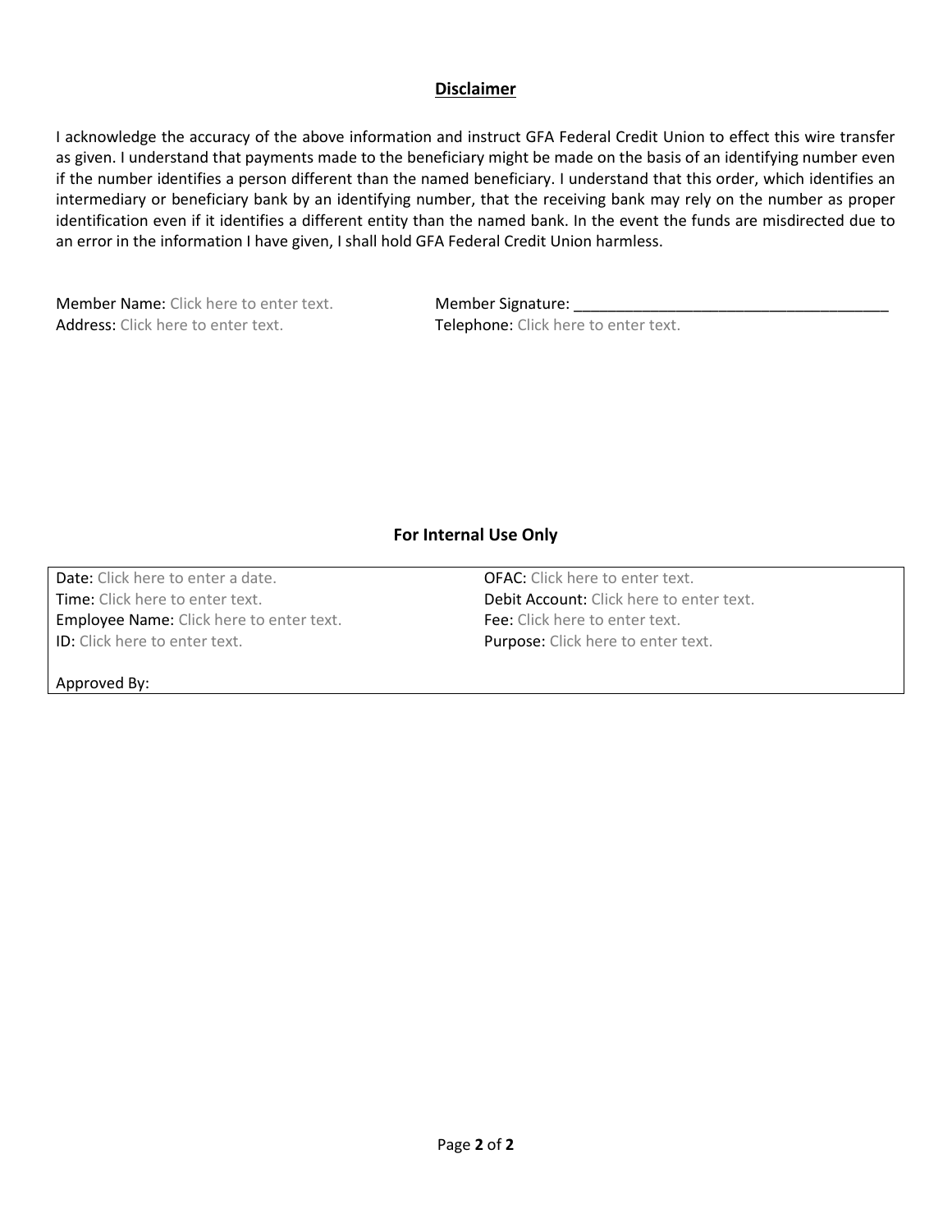## Disclaimer

I acknowledge the accuracy of the above information and instruct GFA Federal Credit Union to effect this wire transfer as given. I understand that payments made to the beneficiary might be made on the basis of an identifying number even if the number identifies a person different than the named beneficiary. I understand that this order, which identifies an intermediary or beneficiary bank by an identifying number, that the receiving bank may rely on the number as proper identification even if it identifies a different entity than the named bank. In the event the funds are misdirected due to an error in the information I have given, I shall hold GFA Federal Credit Union harmless.

Member Name: Click here to enter text.

Address: Click here to enter text.

Member Signature: ______________________________________

Telephone: Click here to enter text.

## For Internal Use Only

Date: Click here to enter a date.

Time: Click here to enter text.

Employee Name: Click here to enter text.

ID: Click here to enter text.

OFAC: Click here to enter text.

Debit Account: Click here to enter text.

Fee: Click here to enter text.

Purpose: Click here to enter text.

Approved By: